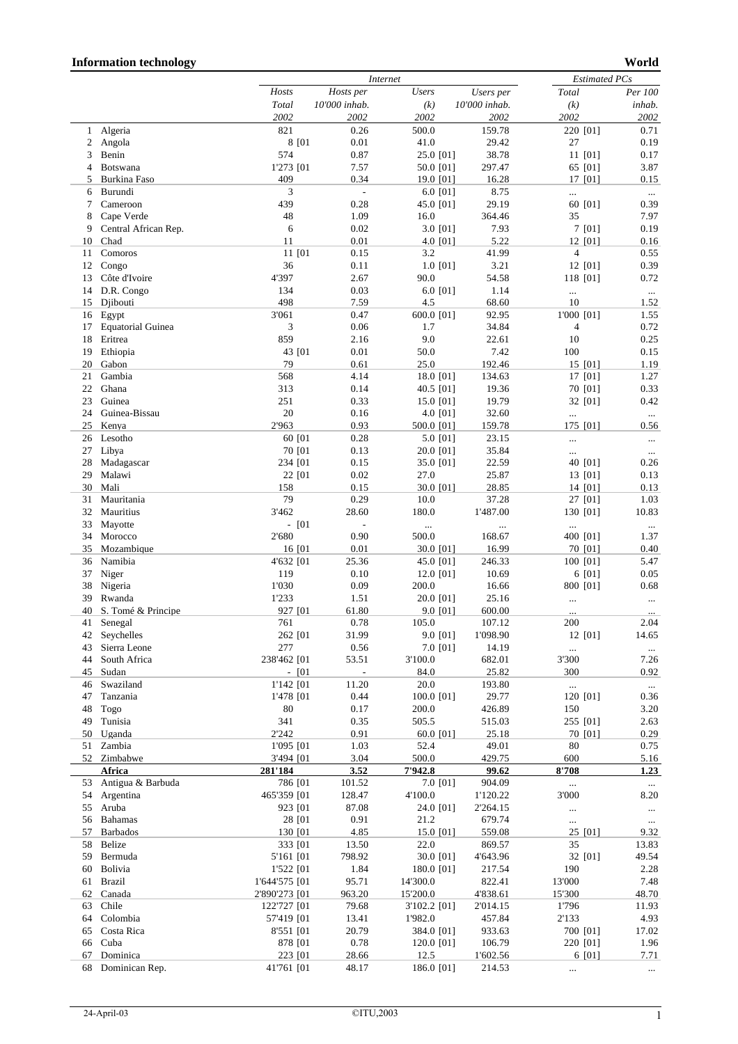## Information technology

## World

| | | Internet | | | | Estimated PCs | |
|---|---|---|---|---|---|---|---|
| | | Hosts | Hosts per | Users | Users per | Total | Per 100 |
| | | Total | 10'000 inhab. | (k) | 10'000 inhab. | (k) | inhab. |
| | | 2002 | 2002 | 2002 | 2002 | 2002 | 2002 |
| 1 | Algeria | 821 | 0.26 | 500.0 | 159.78 | 220 [01] | 0.71 |
| 2 | Angola | 8 [01 | 0.01 | 41.0 | 29.42 | 27 | 0.19 |
| 3 | Benin | 574 | 0.87 | 25.0 [01] | 38.78 | 11 [01] | 0.17 |
| 4 | Botswana | 1'273 [01 | 7.57 | 50.0 [01] | 297.47 | 65 [01] | 3.87 |
| 5 | Burkina Faso | 409 | 0.34 | 19.0 [01] | 16.28 | 17 [01] | 0.15 |
| 6 | Burundi | 3 | - | 6.0 [01] | 8.75 | ... | ... |
| 7 | Cameroon | 439 | 0.28 | 45.0 [01] | 29.19 | 60 [01] | 0.39 |
| 8 | Cape Verde | 48 | 1.09 | 16.0 | 364.46 | 35 | 7.97 |
| 9 | Central African Rep. | 6 | 0.02 | 3.0 [01] | 7.93 | 7 [01] | 0.19 |
| 10 | Chad | 11 | 0.01 | 4.0 [01] | 5.22 | 12 [01] | 0.16 |
| 11 | Comoros | 11 [01 | 0.15 | 3.2 | 41.99 | 4 | 0.55 |
| 12 | Congo | 36 | 0.11 | 1.0 [01] | 3.21 | 12 [01] | 0.39 |
| 13 | Côte d'Ivoire | 4'397 | 2.67 | 90.0 | 54.58 | 118 [01] | 0.72 |
| 14 | D.R. Congo | 134 | 0.03 | 6.0 [01] | 1.14 | ... | ... |
| 15 | Djibouti | 498 | 7.59 | 4.5 | 68.60 | 10 | 1.52 |
| 16 | Egypt | 3'061 | 0.47 | 600.0 [01] | 92.95 | 1'000 [01] | 1.55 |
| 17 | Equatorial Guinea | 3 | 0.06 | 1.7 | 34.84 | 4 | 0.72 |
| 18 | Eritrea | 859 | 2.16 | 9.0 | 22.61 | 10 | 0.25 |
| 19 | Ethiopia | 43 [01 | 0.01 | 50.0 | 7.42 | 100 | 0.15 |
| 20 | Gabon | 79 | 0.61 | 25.0 | 192.46 | 15 [01] | 1.19 |
| 21 | Gambia | 568 | 4.14 | 18.0 [01] | 134.63 | 17 [01] | 1.27 |
| 22 | Ghana | 313 | 0.14 | 40.5 [01] | 19.36 | 70 [01] | 0.33 |
| 23 | Guinea | 251 | 0.33 | 15.0 [01] | 19.79 | 32 [01] | 0.42 |
| 24 | Guinea-Bissau | 20 | 0.16 | 4.0 [01] | 32.60 | ... | ... |
| 25 | Kenya | 2'963 | 0.93 | 500.0 [01] | 159.78 | 175 [01] | 0.56 |
| 26 | Lesotho | 60 [01 | 0.28 | 5.0 [01] | 23.15 | ... | ... |
| 27 | Libya | 70 [01 | 0.13 | 20.0 [01] | 35.84 | ... | ... |
| 28 | Madagascar | 234 [01 | 0.15 | 35.0 [01] | 22.59 | 40 [01] | 0.26 |
| 29 | Malawi | 22 [01 | 0.02 | 27.0 | 25.87 | 13 [01] | 0.13 |
| 30 | Mali | 158 | 0.15 | 30.0 [01] | 28.85 | 14 [01] | 0.13 |
| 31 | Mauritania | 79 | 0.29 | 10.0 | 37.28 | 27 [01] | 1.03 |
| 32 | Mauritius | 3'462 | 28.60 | 180.0 | 1'487.00 | 130 [01] | 10.83 |
| 33 | Mayotte | - [01 | - | ... | ... | ... | ... |
| 34 | Morocco | 2'680 | 0.90 | 500.0 | 168.67 | 400 [01] | 1.37 |
| 35 | Mozambique | 16 [01 | 0.01 | 30.0 [01] | 16.99 | 70 [01] | 0.40 |
| 36 | Namibia | 4'632 [01 | 25.36 | 45.0 [01] | 246.33 | 100 [01] | 5.47 |
| 37 | Niger | 119 | 0.10 | 12.0 [01] | 10.69 | 6 [01] | 0.05 |
| 38 | Nigeria | 1'030 | 0.09 | 200.0 | 16.66 | 800 [01] | 0.68 |
| 39 | Rwanda | 1'233 | 1.51 | 20.0 [01] | 25.16 | ... | ... |
| 40 | S. Tomé & Principe | 927 [01 | 61.80 | 9.0 [01] | 600.00 | ... | ... |
| 41 | Senegal | 761 | 0.78 | 105.0 | 107.12 | 200 | 2.04 |
| 42 | Seychelles | 262 [01 | 31.99 | 9.0 [01] | 1'098.90 | 12 [01] | 14.65 |
| 43 | Sierra Leone | 277 | 0.56 | 7.0 [01] | 14.19 | ... | ... |
| 44 | South Africa | 238'462 [01 | 53.51 | 3'100.0 | 682.01 | 3'300 | 7.26 |
| 45 | Sudan | - [01 | - | 84.0 | 25.82 | 300 | 0.92 |
| 46 | Swaziland | 1'142 [01 | 11.20 | 20.0 | 193.80 | ... | ... |
| 47 | Tanzania | 1'478 [01 | 0.44 | 100.0 [01] | 29.77 | 120 [01] | 0.36 |
| 48 | Togo | 80 | 0.17 | 200.0 | 426.89 | 150 | 3.20 |
| 49 | Tunisia | 341 | 0.35 | 505.5 | 515.03 | 255 [01] | 2.63 |
| 50 | Uganda | 2'242 | 0.91 | 60.0 [01] | 25.18 | 70 [01] | 0.29 |
| 51 | Zambia | 1'095 [01 | 1.03 | 52.4 | 49.01 | 80 | 0.75 |
| 52 | Zimbabwe | 3'494 [01 | 3.04 | 500.0 | 429.75 | 600 | 5.16 |
| | **Africa** | **281'184** | **3.52** | **7'942.8** | **99.62** | **8'708** | **1.23** |
| 53 | Antigua & Barbuda | 786 [01 | 101.52 | 7.0 [01] | 904.09 | ... | ... |
| 54 | Argentina | 465'359 [01 | 128.47 | 4'100.0 | 1'120.22 | 3'000 | 8.20 |
| 55 | Aruba | 923 [01 | 87.08 | 24.0 [01] | 2'264.15 | ... | ... |
| 56 | Bahamas | 28 [01 | 0.91 | 21.2 | 679.74 | ... | ... |
| 57 | Barbados | 130 [01 | 4.85 | 15.0 [01] | 559.08 | 25 [01] | 9.32 |
| 58 | Belize | 333 [01 | 13.50 | 22.0 | 869.57 | 35 | 13.83 |
| 59 | Bermuda | 5'161 [01 | 798.92 | 30.0 [01] | 4'643.96 | 32 [01] | 49.54 |
| 60 | Bolivia | 1'522 [01 | 1.84 | 180.0 [01] | 217.54 | 190 | 2.28 |
| 61 | Brazil | 1'644'575 [01 | 95.71 | 14'300.0 | 822.41 | 13'000 | 7.48 |
| 62 | Canada | 2'890'273 [01 | 963.20 | 15'200.0 | 4'838.61 | 15'300 | 48.70 |
| 63 | Chile | 122'727 [01 | 79.68 | 3'102.2 [01] | 2'014.15 | 1'796 | 11.93 |
| 64 | Colombia | 57'419 [01 | 13.41 | 1'982.0 | 457.84 | 2'133 | 4.93 |
| 65 | Costa Rica | 8'551 [01 | 20.79 | 384.0 [01] | 933.63 | 700 [01] | 17.02 |
| 66 | Cuba | 878 [01 | 0.78 | 120.0 [01] | 106.79 | 220 [01] | 1.96 |
| 67 | Dominica | 223 [01 | 28.66 | 12.5 | 1'602.56 | 6 [01] | 7.71 |
| 68 | Dominican Rep. | 41'761 [01 | 48.17 | 186.0 [01] | 214.53 | ... | ... |

24-April-03 ©ITU,2003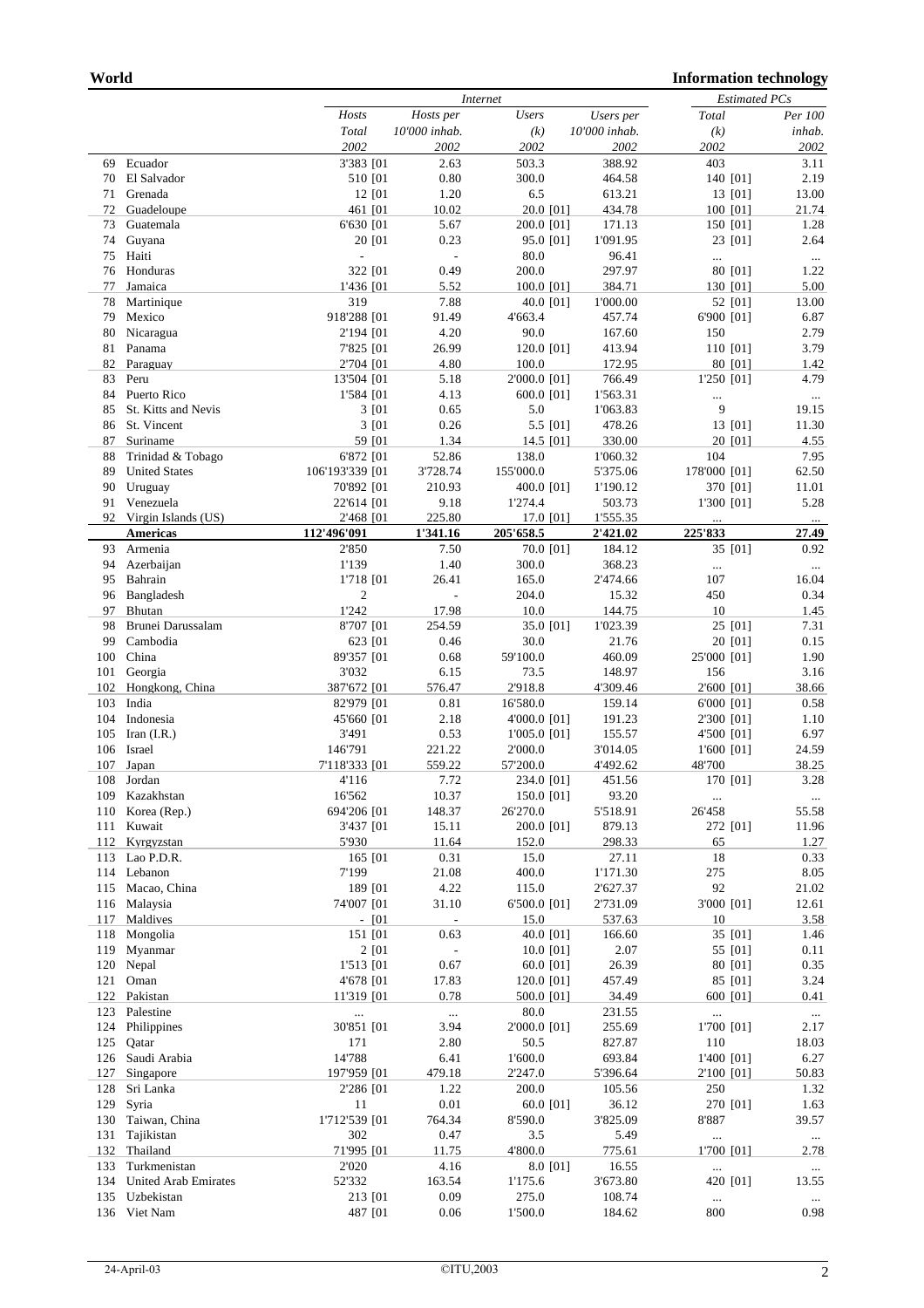| | | Internet | | | | Estimated PCs | |
|---|---|---|---|---|---|---|---|
| | | Hosts | Hosts per | Users | Users per | Total | Per 100 |
| | | Total | 10'000 inhab. | (k) | 10'000 inhab. | (k) | inhab. |
| | | 2002 | 2002 | 2002 | 2002 | 2002 | 2002 |
| 69 | Ecuador | 3'383 [01 | 2.63 | 503.3 | 388.92 | 403 | 3.11 |
| 70 | El Salvador | 510 [01 | 0.80 | 300.0 | 464.58 | 140 [01] | 2.19 |
| 71 | Grenada | 12 [01 | 1.20 | 6.5 | 613.21 | 13 [01] | 13.00 |
| 72 | Guadeloupe | 461 [01 | 10.02 | 20.0 [01] | 434.78 | 100 [01] | 21.74 |
| 73 | Guatemala | 6'630 [01 | 5.67 | 200.0 [01] | 171.13 | 150 [01] | 1.28 |
| 74 | Guyana | 20 [01 | 0.23 | 95.0 [01] | 1'091.95 | 23 [01] | 2.64 |
| 75 | Haiti | - | - | 80.0 | 96.41 | ... | ... |
| 76 | Honduras | 322 [01 | 0.49 | 200.0 | 297.97 | 80 [01] | 1.22 |
| 77 | Jamaica | 1'436 [01 | 5.52 | 100.0 [01] | 384.71 | 130 [01] | 5.00 |
| 78 | Martinique | 319 | 7.88 | 40.0 [01] | 1'000.00 | 52 [01] | 13.00 |
| 79 | Mexico | 918'288 [01 | 91.49 | 4'663.4 | 457.74 | 6'900 [01] | 6.87 |
| 80 | Nicaragua | 2'194 [01 | 4.20 | 90.0 | 167.60 | 150 | 2.79 |
| 81 | Panama | 7'825 [01 | 26.99 | 120.0 [01] | 413.94 | 110 [01] | 3.79 |
| 82 | Paraguay | 2'704 [01 | 4.80 | 100.0 | 172.95 | 80 [01] | 1.42 |
| 83 | Peru | 13'504 [01 | 5.18 | 2'000.0 [01] | 766.49 | 1'250 [01] | 4.79 |
| 84 | Puerto Rico | 1'584 [01 | 4.13 | 600.0 [01] | 1'563.31 | ... | ... |
| 85 | St. Kitts and Nevis | 3 [01 | 0.65 | 5.0 | 1'063.83 | 9 | 19.15 |
| 86 | St. Vincent | 3 [01 | 0.26 | 5.5 [01] | 478.26 | 13 [01] | 11.30 |
| 87 | Suriname | 59 [01 | 1.34 | 14.5 [01] | 330.00 | 20 [01] | 4.55 |
| 88 | Trinidad & Tobago | 6'872 [01 | 52.86 | 138.0 | 1'060.32 | 104 | 7.95 |
| 89 | United States | 106'193'339 [01 | 3'728.74 | 155'000.0 | 5'375.06 | 178'000 [01] | 62.50 |
| 90 | Uruguay | 70'892 [01 | 210.93 | 400.0 [01] | 1'190.12 | 370 [01] | 11.01 |
| 91 | Venezuela | 22'614 [01 | 9.18 | 1'274.4 | 503.73 | 1'300 [01] | 5.28 |
| 92 | Virgin Islands (US) | 2'468 [01 | 225.80 | 17.0 [01] | 1'555.35 | ... | ... |
| | **Americas** | **112'496'091** | **1'341.16** | **205'658.5** | **2'421.02** | **225'833** | **27.49** |
| 93 | Armenia | 2'850 | 7.50 | 70.0 [01] | 184.12 | 35 [01] | 0.92 |
| 94 | Azerbaijan | 1'139 | 1.40 | 300.0 | 368.23 | ... | ... |
| 95 | Bahrain | 1'718 [01 | 26.41 | 165.0 | 2'474.66 | 107 | 16.04 |
| 96 | Bangladesh | 2 | - | 204.0 | 15.32 | 450 | 0.34 |
| 97 | Bhutan | 1'242 | 17.98 | 10.0 | 144.75 | 10 | 1.45 |
| 98 | Brunei Darussalam | 8'707 [01 | 254.59 | 35.0 [01] | 1'023.39 | 25 [01] | 7.31 |
| 99 | Cambodia | 623 [01 | 0.46 | 30.0 | 21.76 | 20 [01] | 0.15 |
| 100 | China | 89'357 [01 | 0.68 | 59'100.0 | 460.09 | 25'000 [01] | 1.90 |
| 101 | Georgia | 3'032 | 6.15 | 73.5 | 148.97 | 156 | 3.16 |
| 102 | Hongkong, China | 387'672 [01 | 576.47 | 2'918.8 | 4'309.46 | 2'600 [01] | 38.66 |
| 103 | India | 82'979 [01 | 0.81 | 16'580.0 | 159.14 | 6'000 [01] | 0.58 |
| 104 | Indonesia | 45'660 [01 | 2.18 | 4'000.0 [01] | 191.23 | 2'300 [01] | 1.10 |
| 105 | Iran (I.R.) | 3'491 | 0.53 | 1'005.0 [01] | 155.57 | 4'500 [01] | 6.97 |
| 106 | Israel | 146'791 | 221.22 | 2'000.0 | 3'014.05 | 1'600 [01] | 24.59 |
| 107 | Japan | 7'118'333 [01 | 559.22 | 57'200.0 | 4'492.62 | 48'700 | 38.25 |
| 108 | Jordan | 4'116 | 7.72 | 234.0 [01] | 451.56 | 170 [01] | 3.28 |
| 109 | Kazakhstan | 16'562 | 10.37 | 150.0 [01] | 93.20 | ... | ... |
| 110 | Korea (Rep.) | 694'206 [01 | 148.37 | 26'270.0 | 5'518.91 | 26'458 | 55.58 |
| 111 | Kuwait | 3'437 [01 | 15.11 | 200.0 [01] | 879.13 | 272 [01] | 11.96 |
| 112 | Kyrgyzstan | 5'930 | 11.64 | 152.0 | 298.33 | 65 | 1.27 |
| 113 | Lao P.D.R. | 165 [01 | 0.31 | 15.0 | 27.11 | 18 | 0.33 |
| 114 | Lebanon | 7'199 | 21.08 | 400.0 | 1'171.30 | 275 | 8.05 |
| 115 | Macao, China | 189 [01 | 4.22 | 115.0 | 2'627.37 | 92 | 21.02 |
| 116 | Malaysia | 74'007 [01 | 31.10 | 6'500.0 [01] | 2'731.09 | 3'000 [01] | 12.61 |
| 117 | Maldives | - [01 | - | 15.0 | 537.63 | 10 | 3.58 |
| 118 | Mongolia | 151 [01 | 0.63 | 40.0 [01] | 166.60 | 35 [01] | 1.46 |
| 119 | Myanmar | 2 [01 | - | 10.0 [01] | 2.07 | 55 [01] | 0.11 |
| 120 | Nepal | 1'513 [01 | 0.67 | 60.0 [01] | 26.39 | 80 [01] | 0.35 |
| 121 | Oman | 4'678 [01 | 17.83 | 120.0 [01] | 457.49 | 85 [01] | 3.24 |
| 122 | Pakistan | 11'319 [01 | 0.78 | 500.0 [01] | 34.49 | 600 [01] | 0.41 |
| 123 | Palestine | ... | ... | 80.0 | 231.55 | ... | ... |
| 124 | Philippines | 30'851 [01 | 3.94 | 2'000.0 [01] | 255.69 | 1'700 [01] | 2.17 |
| 125 | Qatar | 171 | 2.80 | 50.5 | 827.87 | 110 | 18.03 |
| 126 | Saudi Arabia | 14'788 | 6.41 | 1'600.0 | 693.84 | 1'400 [01] | 6.27 |
| 127 | Singapore | 197'959 [01 | 479.18 | 2'247.0 | 5'396.64 | 2'100 [01] | 50.83 |
| 128 | Sri Lanka | 2'286 [01 | 1.22 | 200.0 | 105.56 | 250 | 1.32 |
| 129 | Syria | 11 | 0.01 | 60.0 [01] | 36.12 | 270 [01] | 1.63 |
| 130 | Taiwan, China | 1'712'539 [01 | 764.34 | 8'590.0 | 3'825.09 | 8'887 | 39.57 |
| 131 | Tajikistan | 302 | 0.47 | 3.5 | 5.49 | ... | ... |
| 132 | Thailand | 71'995 [01 | 11.75 | 4'800.0 | 775.61 | 1'700 [01] | 2.78 |
| 133 | Turkmenistan | 2'020 | 4.16 | 8.0 [01] | 16.55 | ... | ... |
| 134 | United Arab Emirates | 52'332 | 163.54 | 1'175.6 | 3'673.80 | 420 [01] | 13.55 |
| 135 | Uzbekistan | 213 [01 | 0.09 | 275.0 | 108.74 | ... | ... |
| 136 | Viet Nam | 487 [01 | 0.06 | 1'500.0 | 184.62 | 800 | 0.98 |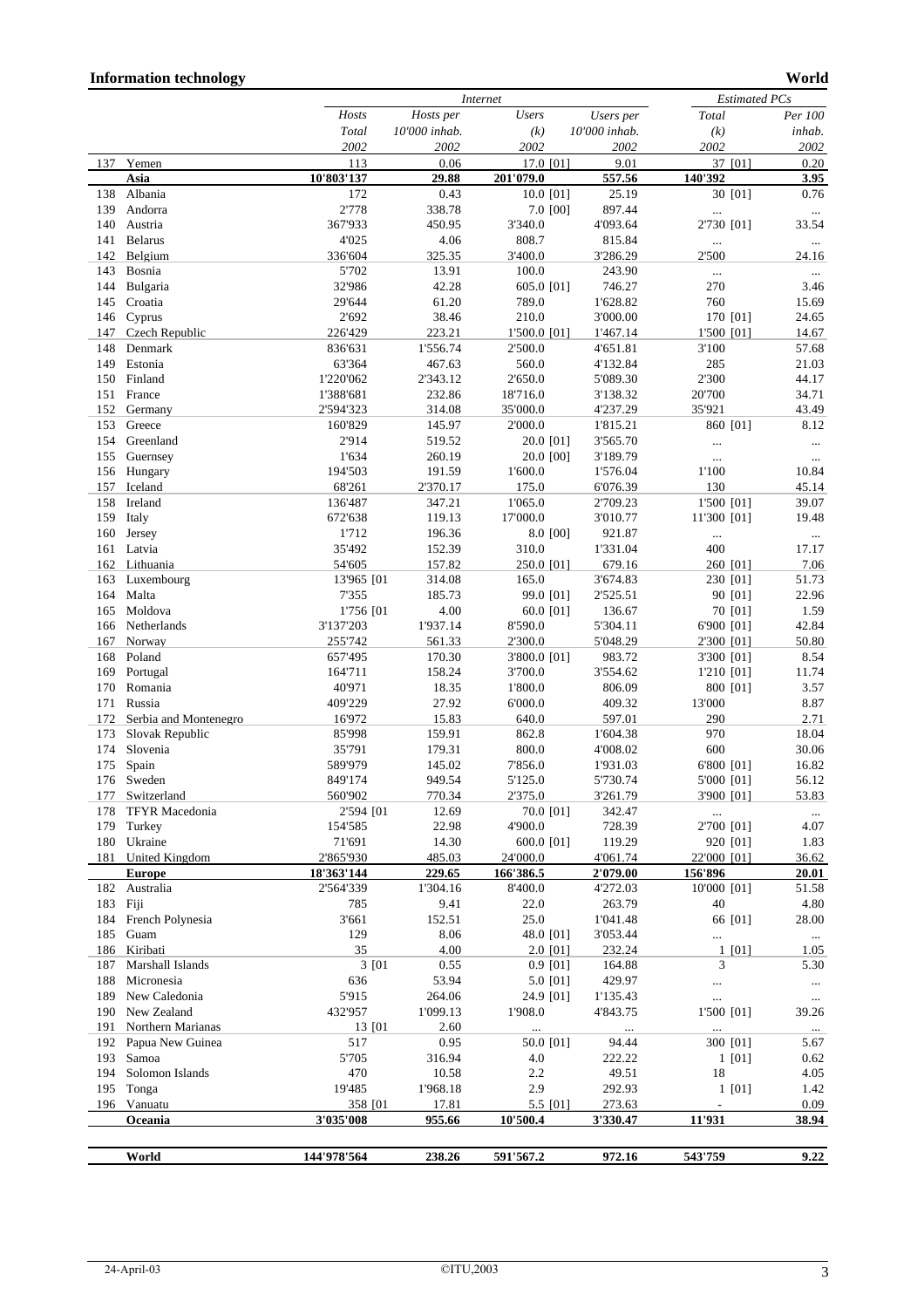**Information technology** **World**

| | | Internet | | | | Estimated PCs | |
|---|---|---|---|---|---|---|---|
| | | Hosts | Hosts per | Users | Users per | Total | Per 100 |
| | | Total | 10'000 inhab. | (k) | 10'000 inhab. | (k) | inhab. |
| | | 2002 | 2002 | 2002 | 2002 | 2002 | 2002 |
| 137 | Yemen | 113 | 0.06 | 17.0 [01] | 9.01 | 37 [01] | 0.20 |
| | **Asia** | **10'803'137** | **29.88** | **201'079.0** | **557.56** | **140'392** | **3.95** |
| 138 | Albania | 172 | 0.43 | 10.0 [01] | 25.19 | 30 [01] | 0.76 |
| 139 | Andorra | 2'778 | 338.78 | 7.0 [00] | 897.44 | ... | ... |
| 140 | Austria | 367'933 | 450.95 | 3'340.0 | 4'093.64 | 2'730 [01] | 33.54 |
| 141 | Belarus | 4'025 | 4.06 | 808.7 | 815.84 | ... | ... |
| 142 | Belgium | 336'604 | 325.35 | 3'400.0 | 3'286.29 | 2'500 | 24.16 |
| 143 | Bosnia | 5'702 | 13.91 | 100.0 | 243.90 | ... | ... |
| 144 | Bulgaria | 32'986 | 42.28 | 605.0 [01] | 746.27 | 270 | 3.46 |
| 145 | Croatia | 29'644 | 61.20 | 789.0 | 1'628.82 | 760 | 15.69 |
| 146 | Cyprus | 2'692 | 38.46 | 210.0 | 3'000.00 | 170 [01] | 24.65 |
| 147 | Czech Republic | 226'429 | 223.21 | 1'500.0 [01] | 1'467.14 | 1'500 [01] | 14.67 |
| 148 | Denmark | 836'631 | 1'556.74 | 2'500.0 | 4'651.81 | 3'100 | 57.68 |
| 149 | Estonia | 63'364 | 467.63 | 560.0 | 4'132.84 | 285 | 21.03 |
| 150 | Finland | 1'220'062 | 2'343.12 | 2'650.0 | 5'089.30 | 2'300 | 44.17 |
| 151 | France | 1'388'681 | 232.86 | 18'716.0 | 3'138.32 | 20'700 | 34.71 |
| 152 | Germany | 2'594'323 | 314.08 | 35'000.0 | 4'237.29 | 35'921 | 43.49 |
| 153 | Greece | 160'829 | 145.97 | 2'000.0 | 1'815.21 | 860 [01] | 8.12 |
| 154 | Greenland | 2'914 | 519.52 | 20.0 [01] | 3'565.70 | ... | ... |
| 155 | Guernsey | 1'634 | 260.19 | 20.0 [00] | 3'189.79 | ... | ... |
| 156 | Hungary | 194'503 | 191.59 | 1'600.0 | 1'576.04 | 1'100 | 10.84 |
| 157 | Iceland | 68'261 | 2'370.17 | 175.0 | 6'076.39 | 130 | 45.14 |
| 158 | Ireland | 136'487 | 347.21 | 1'065.0 | 2'709.23 | 1'500 [01] | 39.07 |
| 159 | Italy | 672'638 | 119.13 | 17'000.0 | 3'010.77 | 11'300 [01] | 19.48 |
| 160 | Jersey | 1'712 | 196.36 | 8.0 [00] | 921.87 | ... | ... |
| 161 | Latvia | 35'492 | 152.39 | 310.0 | 1'331.04 | 400 | 17.17 |
| 162 | Lithuania | 54'605 | 157.82 | 250.0 [01] | 679.16 | 260 [01] | 7.06 |
| 163 | Luxembourg | 13'965 [01 | 314.08 | 165.0 | 3'674.83 | 230 [01] | 51.73 |
| 164 | Malta | 7'355 | 185.73 | 99.0 [01] | 2'525.51 | 90 [01] | 22.96 |
| 165 | Moldova | 1'756 [01 | 4.00 | 60.0 [01] | 136.67 | 70 [01] | 1.59 |
| 166 | Netherlands | 3'137'203 | 1'937.14 | 8'590.0 | 5'304.11 | 6'900 [01] | 42.84 |
| 167 | Norway | 255'742 | 561.33 | 2'300.0 | 5'048.29 | 2'300 [01] | 50.80 |
| 168 | Poland | 657'495 | 170.30 | 3'800.0 [01] | 983.72 | 3'300 [01] | 8.54 |
| 169 | Portugal | 164'711 | 158.24 | 3'700.0 | 3'554.62 | 1'210 [01] | 11.74 |
| 170 | Romania | 40'971 | 18.35 | 1'800.0 | 806.09 | 800 [01] | 3.57 |
| 171 | Russia | 409'229 | 27.92 | 6'000.0 | 409.32 | 13'000 | 8.87 |
| 172 | Serbia and Montenegro | 16'972 | 15.83 | 640.0 | 597.01 | 290 | 2.71 |
| 173 | Slovak Republic | 85'998 | 159.91 | 862.8 | 1'604.38 | 970 | 18.04 |
| 174 | Slovenia | 35'791 | 179.31 | 800.0 | 4'008.02 | 600 | 30.06 |
| 175 | Spain | 589'979 | 145.02 | 7'856.0 | 1'931.03 | 6'800 [01] | 16.82 |
| 176 | Sweden | 849'174 | 949.54 | 5'125.0 | 5'730.74 | 5'000 [01] | 56.12 |
| 177 | Switzerland | 560'902 | 770.34 | 2'375.0 | 3'261.79 | 3'900 [01] | 53.83 |
| 178 | TFYR Macedonia | 2'594 [01 | 12.69 | 70.0 [01] | 342.47 | ... | ... |
| 179 | Turkey | 154'585 | 22.98 | 4'900.0 | 728.39 | 2'700 [01] | 4.07 |
| 180 | Ukraine | 71'691 | 14.30 | 600.0 [01] | 119.29 | 920 [01] | 1.83 |
| 181 | United Kingdom | 2'865'930 | 485.03 | 24'000.0 | 4'061.74 | 22'000 [01] | 36.62 |
| | **Europe** | **18'363'144** | **229.65** | **166'386.5** | **2'079.00** | **156'896** | **20.01** |
| 182 | Australia | 2'564'339 | 1'304.16 | 8'400.0 | 4'272.03 | 10'000 [01] | 51.58 |
| 183 | Fiji | 785 | 9.41 | 22.0 | 263.79 | 40 | 4.80 |
| 184 | French Polynesia | 3'661 | 152.51 | 25.0 | 1'041.48 | 66 [01] | 28.00 |
| 185 | Guam | 129 | 8.06 | 48.0 [01] | 3'053.44 | ... | ... |
| 186 | Kiribati | 35 | 4.00 | 2.0 [01] | 232.24 | 1 [01] | 1.05 |
| 187 | Marshall Islands | 3 [01 | 0.55 | 0.9 [01] | 164.88 | 3 | 5.30 |
| 188 | Micronesia | 636 | 53.94 | 5.0 [01] | 429.97 | ... | ... |
| 189 | New Caledonia | 5'915 | 264.06 | 24.9 [01] | 1'135.43 | ... | ... |
| 190 | New Zealand | 432'957 | 1'099.13 | 1'908.0 | 4'843.75 | 1'500 [01] | 39.26 |
| 191 | Northern Marianas | 13 [01 | 2.60 | ... | ... | ... | ... |
| 192 | Papua New Guinea | 517 | 0.95 | 50.0 [01] | 94.44 | 300 [01] | 5.67 |
| 193 | Samoa | 5'705 | 316.94 | 4.0 | 222.22 | 1 [01] | 0.62 |
| 194 | Solomon Islands | 470 | 10.58 | 2.2 | 49.51 | 18 | 4.05 |
| 195 | Tonga | 19'485 | 1'968.18 | 2.9 | 292.93 | 1 [01] | 1.42 |
| 196 | Vanuatu | 358 [01 | 17.81 | 5.5 [01] | 273.63 | - | 0.09 |
| | **Oceania** | **3'035'008** | **955.66** | **10'500.4** | **3'330.47** | **11'931** | **38.94** |
| | **World** | **144'978'564** | **238.26** | **591'567.2** | **972.16** | **543'759** | **9.22** |

24-April-03 ©ITU,2003